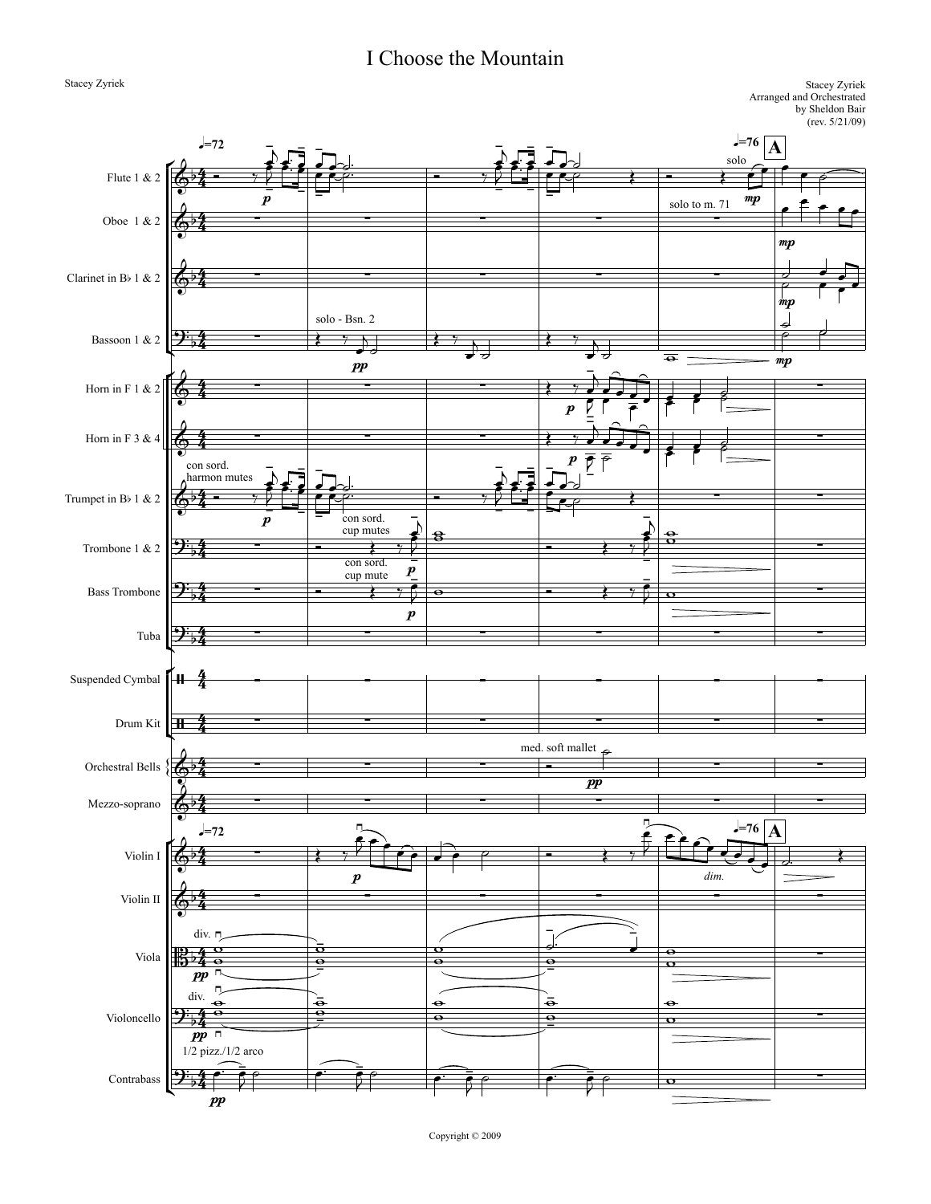# I Choose the Mountain

Stacey Zyriek

Stacey Zyriek
Arranged and Orchestrated
by Sheldon Bair
(rev. 5/21/09)

Copyright © 2009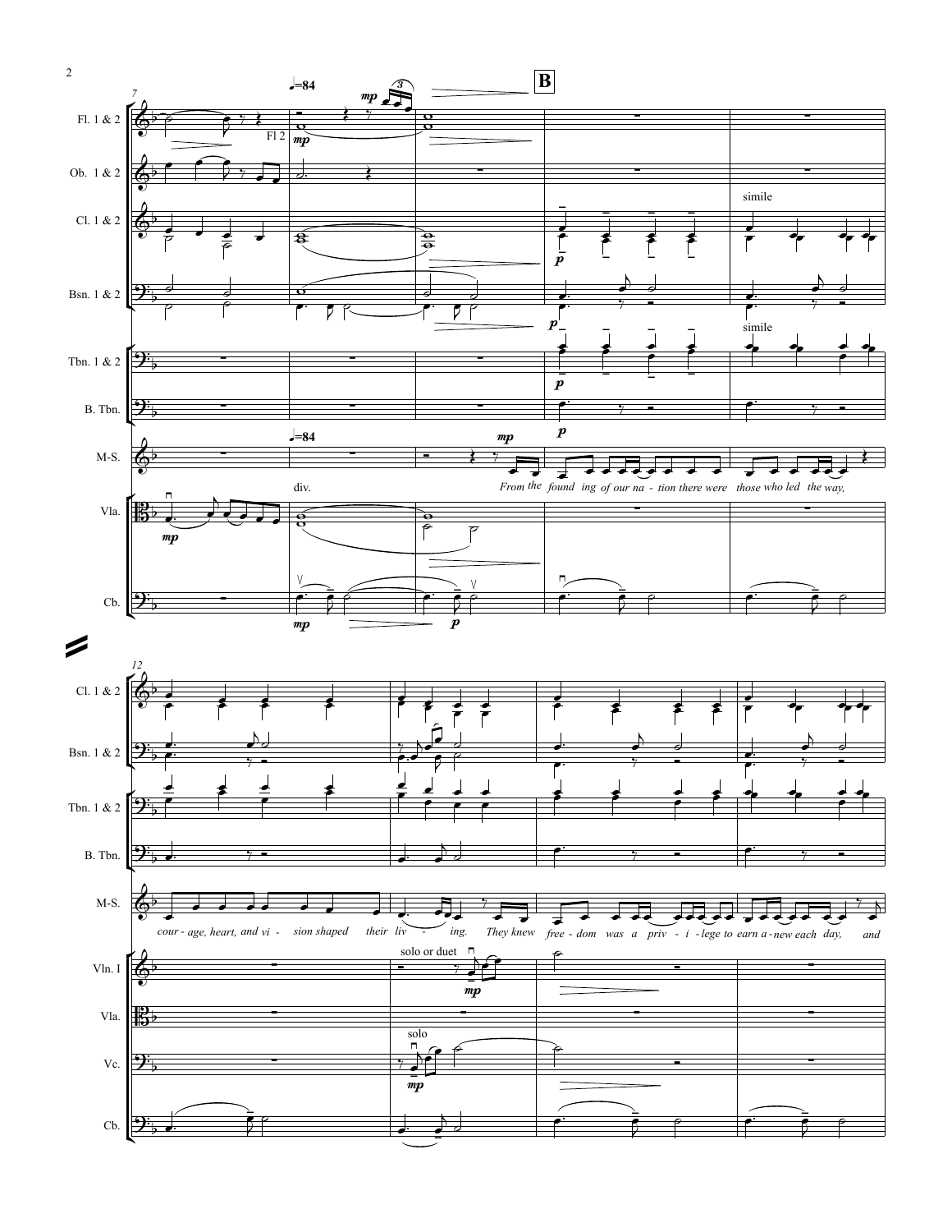Fl. 1 & 2

Ob. 1 & 2

Cl. 1 & 2

Bsn. 1 & 2

Tbn. 1 & 2

B. Tbn.

M-S.

Vla.

Cb.

♩=84

**B**

Fl 2

simile

div.

*From the found ing of our na - tion there were those who led the way,*

Cl. 1 & 2

Bsn. 1 & 2

Tbn. 1 & 2

B. Tbn.

M-S.

Vln. I

Vla.

Vc.

Cb.

solo or duet

solo

*cour - age, heart, and vi - sion shaped their liv - ing. They knew free - dom was a priv - i - lege to earn a - new each day, and*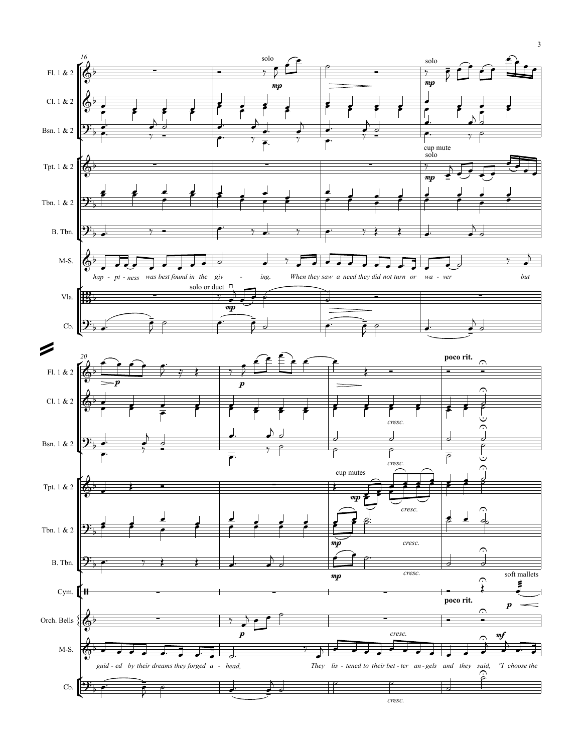hap - pi - ness was best found in the giv - ing. When they saw a need they did not turn or wa - ver but

guid - ed by their dreams they forged a - head, They lis - tened to their bet - ter an - gels and they said, "I choose the